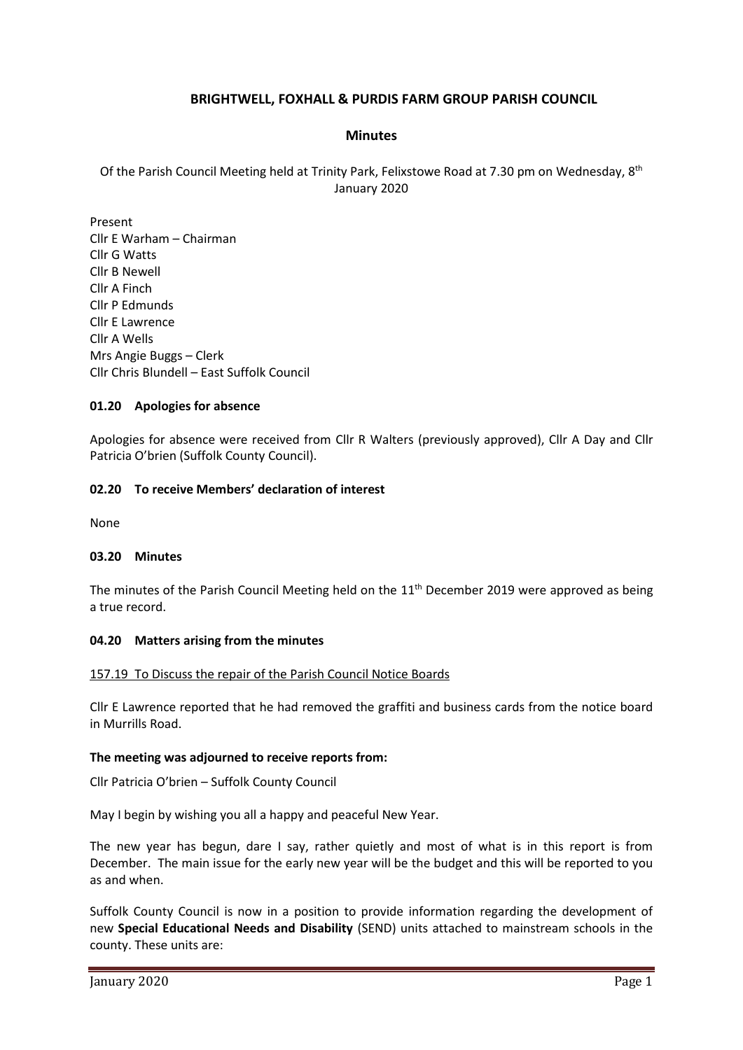# BRIGHTWELL, FOXHALL & PURDIS FARM GROUP PARISH COUNCIL

## Minutes

Of the Parish Council Meeting held at Trinity Park, Felixstowe Road at 7.30 pm on Wednesday, 8th January 2020

Present
Cllr E Warham – Chairman
Cllr G Watts
Cllr B Newell
Cllr A Finch
Cllr P Edmunds
Cllr E Lawrence
Cllr A Wells
Mrs Angie Buggs – Clerk
Cllr Chris Blundell – East Suffolk Council

### 01.20 Apologies for absence

Apologies for absence were received from Cllr R Walters (previously approved), Cllr A Day and Cllr Patricia O'brien (Suffolk County Council).

### 02.20 To receive Members' declaration of interest

None

### 03.20 Minutes

The minutes of the Parish Council Meeting held on the 11th December 2019 were approved as being a true record.

### 04.20 Matters arising from the minutes

157.19 To Discuss the repair of the Parish Council Notice Boards

Cllr E Lawrence reported that he had removed the graffiti and business cards from the notice board in Murrills Road.

**The meeting was adjourned to receive reports from:**

Cllr Patricia O'brien – Suffolk County Council

May I begin by wishing you all a happy and peaceful New Year.

The new year has begun, dare I say, rather quietly and most of what is in this report is from December. The main issue for the early new year will be the budget and this will be reported to you as and when.

Suffolk County Council is now in a position to provide information regarding the development of new **Special Educational Needs and Disability** (SEND) units attached to mainstream schools in the county. These units are: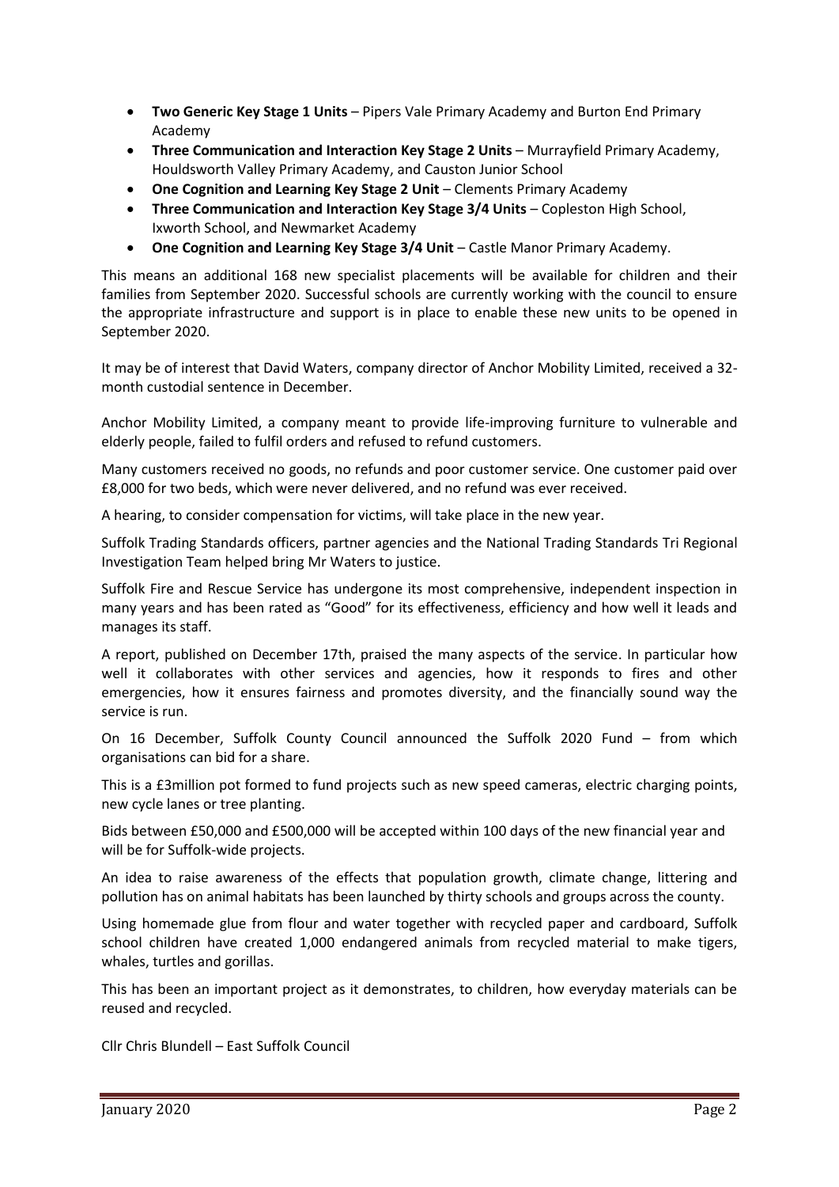- **Two Generic Key Stage 1 Units** – Pipers Vale Primary Academy and Burton End Primary Academy
- **Three Communication and Interaction Key Stage 2 Units** – Murrayfield Primary Academy, Houldsworth Valley Primary Academy, and Causton Junior School
- **One Cognition and Learning Key Stage 2 Unit** – Clements Primary Academy
- **Three Communication and Interaction Key Stage 3/4 Units** – Copleston High School, Ixworth School, and Newmarket Academy
- **One Cognition and Learning Key Stage 3/4 Unit** – Castle Manor Primary Academy.

This means an additional 168 new specialist placements will be available for children and their families from September 2020. Successful schools are currently working with the council to ensure the appropriate infrastructure and support is in place to enable these new units to be opened in September 2020.

It may be of interest that David Waters, company director of Anchor Mobility Limited, received a 32-month custodial sentence in December.

Anchor Mobility Limited, a company meant to provide life-improving furniture to vulnerable and elderly people, failed to fulfil orders and refused to refund customers.

Many customers received no goods, no refunds and poor customer service. One customer paid over £8,000 for two beds, which were never delivered, and no refund was ever received.

A hearing, to consider compensation for victims, will take place in the new year.

Suffolk Trading Standards officers, partner agencies and the National Trading Standards Tri Regional Investigation Team helped bring Mr Waters to justice.

Suffolk Fire and Rescue Service has undergone its most comprehensive, independent inspection in many years and has been rated as "Good" for its effectiveness, efficiency and how well it leads and manages its staff.

A report, published on December 17th, praised the many aspects of the service. In particular how well it collaborates with other services and agencies, how it responds to fires and other emergencies, how it ensures fairness and promotes diversity, and the financially sound way the service is run.

On 16 December, Suffolk County Council announced the Suffolk 2020 Fund – from which organisations can bid for a share.

This is a £3million pot formed to fund projects such as new speed cameras, electric charging points, new cycle lanes or tree planting.

Bids between £50,000 and £500,000 will be accepted within 100 days of the new financial year and will be for Suffolk-wide projects.

An idea to raise awareness of the effects that population growth, climate change, littering and pollution has on animal habitats has been launched by thirty schools and groups across the county.

Using homemade glue from flour and water together with recycled paper and cardboard, Suffolk school children have created 1,000 endangered animals from recycled material to make tigers, whales, turtles and gorillas.

This has been an important project as it demonstrates, to children, how everyday materials can be reused and recycled.

Cllr Chris Blundell – East Suffolk Council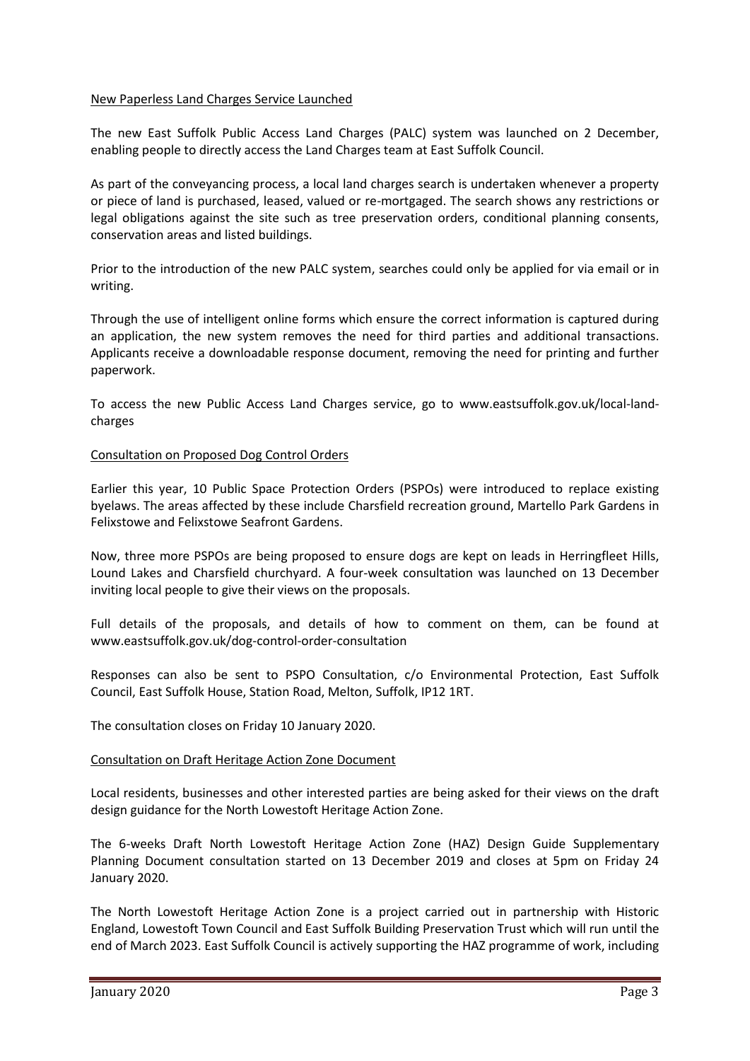New Paperless Land Charges Service Launched

The new East Suffolk Public Access Land Charges (PALC) system was launched on 2 December, enabling people to directly access the Land Charges team at East Suffolk Council.

As part of the conveyancing process, a local land charges search is undertaken whenever a property or piece of land is purchased, leased, valued or re-mortgaged. The search shows any restrictions or legal obligations against the site such as tree preservation orders, conditional planning consents, conservation areas and listed buildings.

Prior to the introduction of the new PALC system, searches could only be applied for via email or in writing.

Through the use of intelligent online forms which ensure the correct information is captured during an application, the new system removes the need for third parties and additional transactions. Applicants receive a downloadable response document, removing the need for printing and further paperwork.

To access the new Public Access Land Charges service, go to www.eastsuffolk.gov.uk/local-land-charges

Consultation on Proposed Dog Control Orders

Earlier this year, 10 Public Space Protection Orders (PSPOs) were introduced to replace existing byelaws. The areas affected by these include Charsfield recreation ground, Martello Park Gardens in Felixstowe and Felixstowe Seafront Gardens.

Now, three more PSPOs are being proposed to ensure dogs are kept on leads in Herringfleet Hills, Lound Lakes and Charsfield churchyard. A four-week consultation was launched on 13 December inviting local people to give their views on the proposals.

Full details of the proposals, and details of how to comment on them, can be found at www.eastsuffolk.gov.uk/dog-control-order-consultation

Responses can also be sent to PSPO Consultation, c/o Environmental Protection, East Suffolk Council, East Suffolk House, Station Road, Melton, Suffolk, IP12 1RT.

The consultation closes on Friday 10 January 2020.

Consultation on Draft Heritage Action Zone Document

Local residents, businesses and other interested parties are being asked for their views on the draft design guidance for the North Lowestoft Heritage Action Zone.

The 6-weeks Draft North Lowestoft Heritage Action Zone (HAZ) Design Guide Supplementary Planning Document consultation started on 13 December 2019 and closes at 5pm on Friday 24 January 2020.

The North Lowestoft Heritage Action Zone is a project carried out in partnership with Historic England, Lowestoft Town Council and East Suffolk Building Preservation Trust which will run until the end of March 2023. East Suffolk Council is actively supporting the HAZ programme of work, including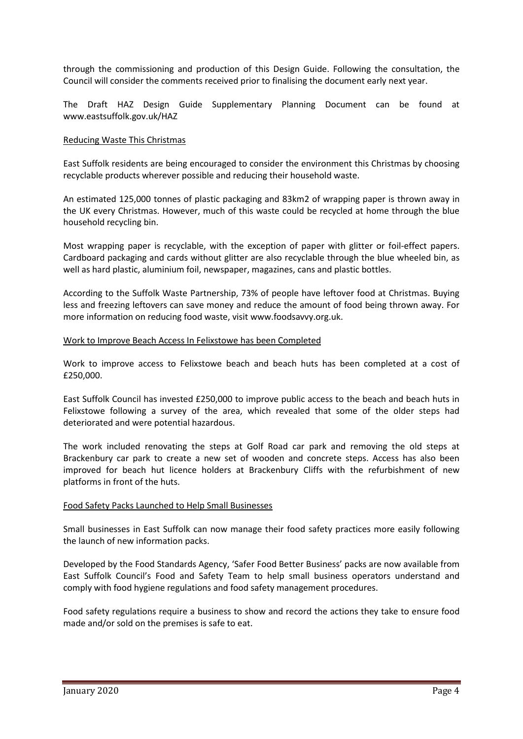through the commissioning and production of this Design Guide. Following the consultation, the Council will consider the comments received prior to finalising the document early next year.

The Draft HAZ Design Guide Supplementary Planning Document can be found at www.eastsuffolk.gov.uk/HAZ

<u>Reducing Waste This Christmas</u>

East Suffolk residents are being encouraged to consider the environment this Christmas by choosing recyclable products wherever possible and reducing their household waste.

An estimated 125,000 tonnes of plastic packaging and 83km2 of wrapping paper is thrown away in the UK every Christmas. However, much of this waste could be recycled at home through the blue household recycling bin.

Most wrapping paper is recyclable, with the exception of paper with glitter or foil-effect papers. Cardboard packaging and cards without glitter are also recyclable through the blue wheeled bin, as well as hard plastic, aluminium foil, newspaper, magazines, cans and plastic bottles.

According to the Suffolk Waste Partnership, 73% of people have leftover food at Christmas. Buying less and freezing leftovers can save money and reduce the amount of food being thrown away. For more information on reducing food waste, visit www.foodsavvy.org.uk.

<u>Work to Improve Beach Access In Felixstowe has been Completed</u>

Work to improve access to Felixstowe beach and beach huts has been completed at a cost of £250,000.

East Suffolk Council has invested £250,000 to improve public access to the beach and beach huts in Felixstowe following a survey of the area, which revealed that some of the older steps had deteriorated and were potential hazardous.

The work included renovating the steps at Golf Road car park and removing the old steps at Brackenbury car park to create a new set of wooden and concrete steps. Access has also been improved for beach hut licence holders at Brackenbury Cliffs with the refurbishment of new platforms in front of the huts.

<u>Food Safety Packs Launched to Help Small Businesses</u>

Small businesses in East Suffolk can now manage their food safety practices more easily following the launch of new information packs.

Developed by the Food Standards Agency, 'Safer Food Better Business' packs are now available from East Suffolk Council's Food and Safety Team to help small business operators understand and comply with food hygiene regulations and food safety management procedures.

Food safety regulations require a business to show and record the actions they take to ensure food made and/or sold on the premises is safe to eat.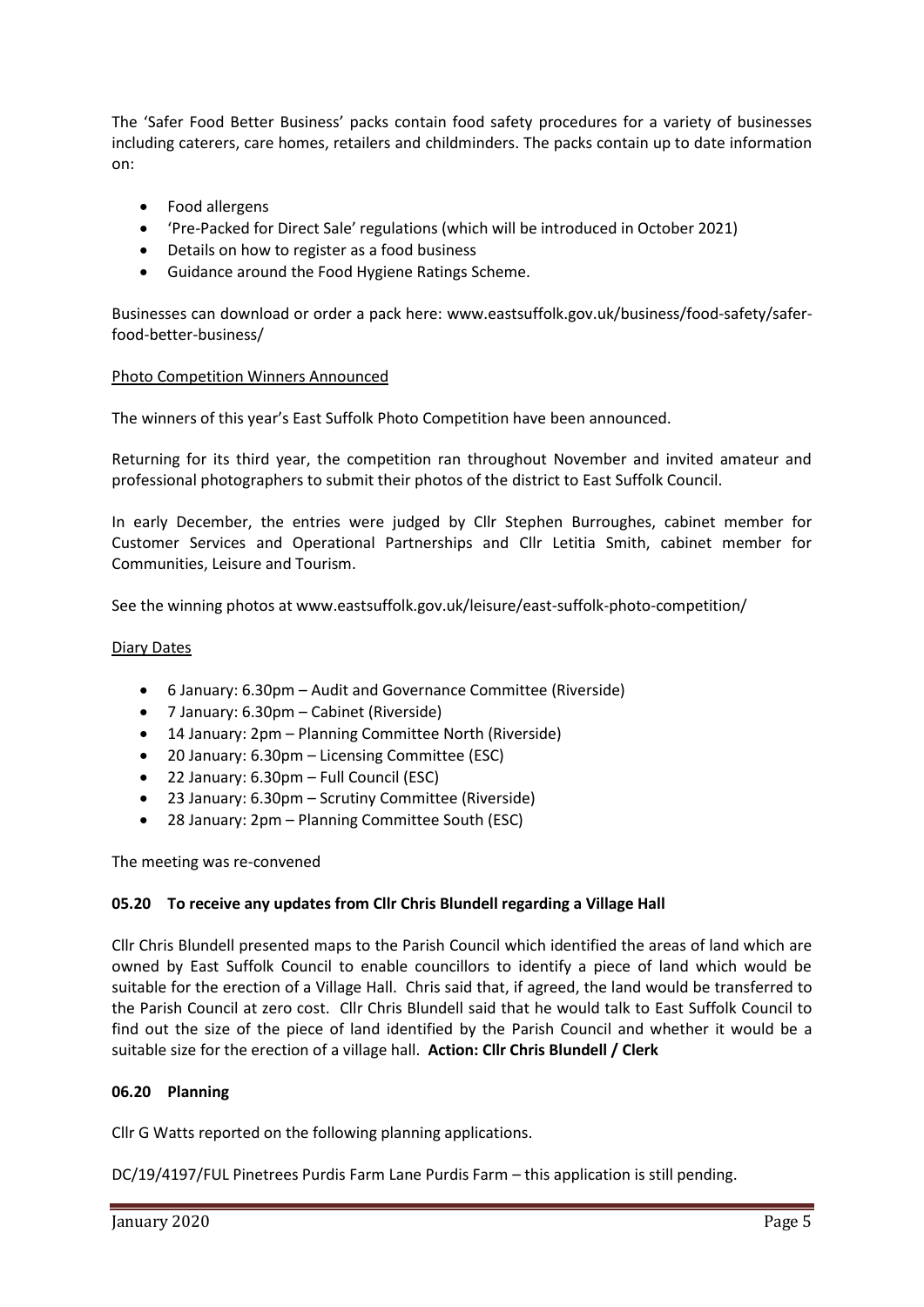The 'Safer Food Better Business' packs contain food safety procedures for a variety of businesses including caterers, care homes, retailers and childminders. The packs contain up to date information on:

- Food allergens
- 'Pre-Packed for Direct Sale' regulations (which will be introduced in October 2021)
- Details on how to register as a food business
- Guidance around the Food Hygiene Ratings Scheme.

Businesses can download or order a pack here: www.eastsuffolk.gov.uk/business/food-safety/safer-food-better-business/

<u>Photo Competition Winners Announced</u>

The winners of this year's East Suffolk Photo Competition have been announced.

Returning for its third year, the competition ran throughout November and invited amateur and professional photographers to submit their photos of the district to East Suffolk Council.

In early December, the entries were judged by Cllr Stephen Burroughes, cabinet member for Customer Services and Operational Partnerships and Cllr Letitia Smith, cabinet member for Communities, Leisure and Tourism.

See the winning photos at www.eastsuffolk.gov.uk/leisure/east-suffolk-photo-competition/

<u>Diary Dates</u>

- 6 January: 6.30pm – Audit and Governance Committee (Riverside)
- 7 January: 6.30pm – Cabinet (Riverside)
- 14 January: 2pm – Planning Committee North (Riverside)
- 20 January: 6.30pm – Licensing Committee (ESC)
- 22 January: 6.30pm – Full Council (ESC)
- 23 January: 6.30pm – Scrutiny Committee (Riverside)
- 28 January: 2pm – Planning Committee South (ESC)

The meeting was re-convened

**05.20 To receive any updates from Cllr Chris Blundell regarding a Village Hall**

Cllr Chris Blundell presented maps to the Parish Council which identified the areas of land which are owned by East Suffolk Council to enable councillors to identify a piece of land which would be suitable for the erection of a Village Hall. Chris said that, if agreed, the land would be transferred to the Parish Council at zero cost. Cllr Chris Blundell said that he would talk to East Suffolk Council to find out the size of the piece of land identified by the Parish Council and whether it would be a suitable size for the erection of a village hall. **Action: Cllr Chris Blundell / Clerk**

**06.20 Planning**

Cllr G Watts reported on the following planning applications.

DC/19/4197/FUL Pinetrees Purdis Farm Lane Purdis Farm – this application is still pending.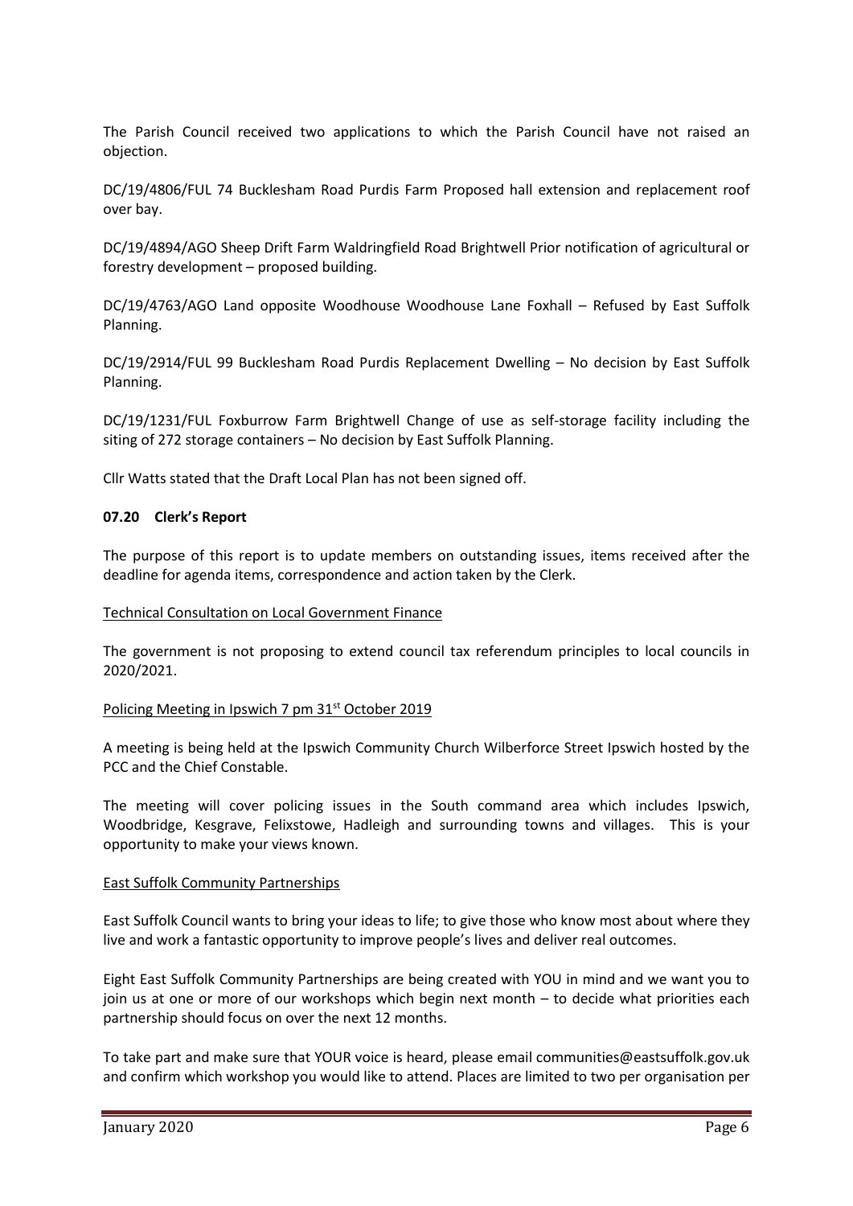The Parish Council received two applications to which the Parish Council have not raised an objection.

DC/19/4806/FUL 74 Bucklesham Road Purdis Farm Proposed hall extension and replacement roof over bay.

DC/19/4894/AGO Sheep Drift Farm Waldringfield Road Brightwell Prior notification of agricultural or forestry development – proposed building.

DC/19/4763/AGO Land opposite Woodhouse Woodhouse Lane Foxhall – Refused by East Suffolk Planning.

DC/19/2914/FUL 99 Bucklesham Road Purdis Replacement Dwelling – No decision by East Suffolk Planning.

DC/19/1231/FUL Foxburrow Farm Brightwell Change of use as self-storage facility including the siting of 272 storage containers – No decision by East Suffolk Planning.

Cllr Watts stated that the Draft Local Plan has not been signed off.

### 07.20 Clerk's Report

The purpose of this report is to update members on outstanding issues, items received after the deadline for agenda items, correspondence and action taken by the Clerk.

<u>Technical Consultation on Local Government Finance</u>

The government is not proposing to extend council tax referendum principles to local councils in 2020/2021.

<u>Policing Meeting in Ipswich 7 pm 31st October 2019</u>

A meeting is being held at the Ipswich Community Church Wilberforce Street Ipswich hosted by the PCC and the Chief Constable.

The meeting will cover policing issues in the South command area which includes Ipswich, Woodbridge, Kesgrave, Felixstowe, Hadleigh and surrounding towns and villages. This is your opportunity to make your views known.

<u>East Suffolk Community Partnerships</u>

East Suffolk Council wants to bring your ideas to life; to give those who know most about where they live and work a fantastic opportunity to improve people's lives and deliver real outcomes.

Eight East Suffolk Community Partnerships are being created with YOU in mind and we want you to join us at one or more of our workshops which begin next month – to decide what priorities each partnership should focus on over the next 12 months.

To take part and make sure that YOUR voice is heard, please email communities@eastsuffolk.gov.uk and confirm which workshop you would like to attend. Places are limited to two per organisation per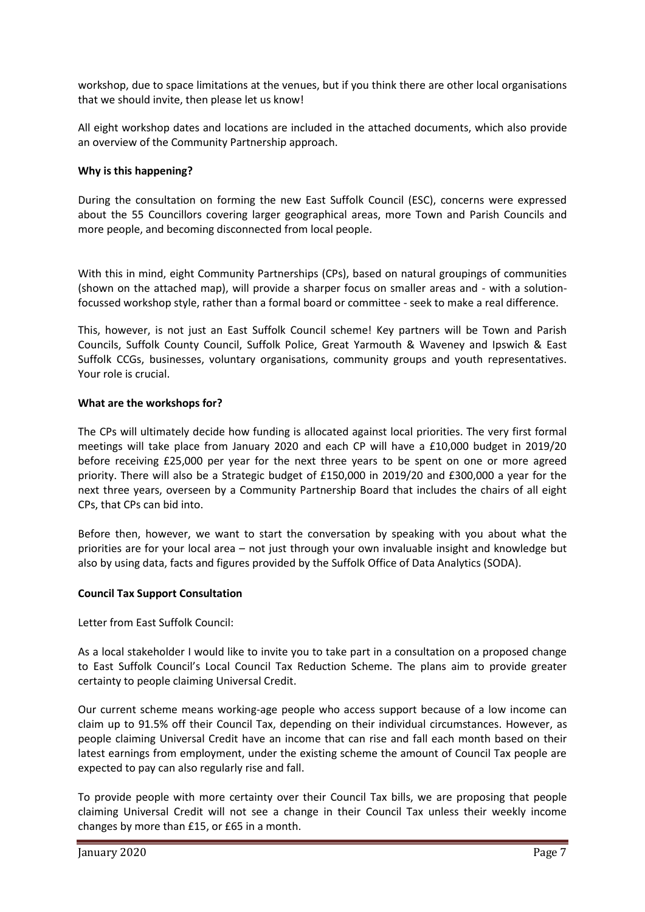workshop, due to space limitations at the venues, but if you think there are other local organisations that we should invite, then please let us know!

All eight workshop dates and locations are included in the attached documents, which also provide an overview of the Community Partnership approach.

**Why is this happening?**

During the consultation on forming the new East Suffolk Council (ESC), concerns were expressed about the 55 Councillors covering larger geographical areas, more Town and Parish Councils and more people, and becoming disconnected from local people.

With this in mind, eight Community Partnerships (CPs), based on natural groupings of communities (shown on the attached map), will provide a sharper focus on smaller areas and - with a solution-focussed workshop style, rather than a formal board or committee - seek to make a real difference.

This, however, is not just an East Suffolk Council scheme! Key partners will be Town and Parish Councils, Suffolk County Council, Suffolk Police, Great Yarmouth & Waveney and Ipswich & East Suffolk CCGs, businesses, voluntary organisations, community groups and youth representatives. Your role is crucial.

**What are the workshops for?**

The CPs will ultimately decide how funding is allocated against local priorities. The very first formal meetings will take place from January 2020 and each CP will have a £10,000 budget in 2019/20 before receiving £25,000 per year for the next three years to be spent on one or more agreed priority. There will also be a Strategic budget of £150,000 in 2019/20 and £300,000 a year for the next three years, overseen by a Community Partnership Board that includes the chairs of all eight CPs, that CPs can bid into.

Before then, however, we want to start the conversation by speaking with you about what the priorities are for your local area – not just through your own invaluable insight and knowledge but also by using data, facts and figures provided by the Suffolk Office of Data Analytics (SODA).

**Council Tax Support Consultation**

Letter from East Suffolk Council:

As a local stakeholder I would like to invite you to take part in a consultation on a proposed change to East Suffolk Council's Local Council Tax Reduction Scheme. The plans aim to provide greater certainty to people claiming Universal Credit.

Our current scheme means working-age people who access support because of a low income can claim up to 91.5% off their Council Tax, depending on their individual circumstances. However, as people claiming Universal Credit have an income that can rise and fall each month based on their latest earnings from employment, under the existing scheme the amount of Council Tax people are expected to pay can also regularly rise and fall.

To provide people with more certainty over their Council Tax bills, we are proposing that people claiming Universal Credit will not see a change in their Council Tax unless their weekly income changes by more than £15, or £65 in a month.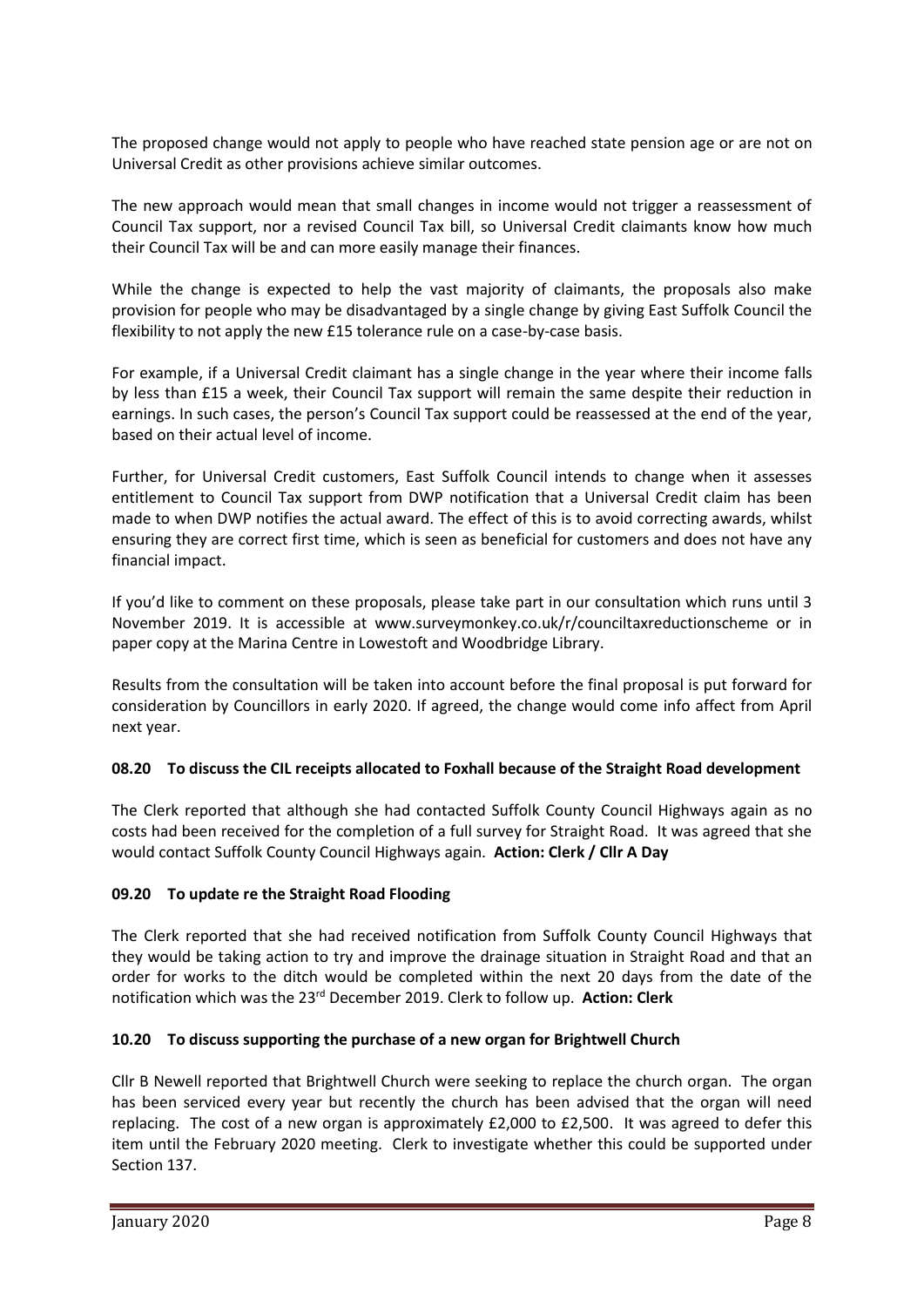The proposed change would not apply to people who have reached state pension age or are not on Universal Credit as other provisions achieve similar outcomes.

The new approach would mean that small changes in income would not trigger a reassessment of Council Tax support, nor a revised Council Tax bill, so Universal Credit claimants know how much their Council Tax will be and can more easily manage their finances.

While the change is expected to help the vast majority of claimants, the proposals also make provision for people who may be disadvantaged by a single change by giving East Suffolk Council the flexibility to not apply the new £15 tolerance rule on a case-by-case basis.

For example, if a Universal Credit claimant has a single change in the year where their income falls by less than £15 a week, their Council Tax support will remain the same despite their reduction in earnings. In such cases, the person's Council Tax support could be reassessed at the end of the year, based on their actual level of income.

Further, for Universal Credit customers, East Suffolk Council intends to change when it assesses entitlement to Council Tax support from DWP notification that a Universal Credit claim has been made to when DWP notifies the actual award. The effect of this is to avoid correcting awards, whilst ensuring they are correct first time, which is seen as beneficial for customers and does not have any financial impact.

If you'd like to comment on these proposals, please take part in our consultation which runs until 3 November 2019. It is accessible at www.surveymonkey.co.uk/r/counciltaxreductionscheme or in paper copy at the Marina Centre in Lowestoft and Woodbridge Library.

Results from the consultation will be taken into account before the final proposal is put forward for consideration by Councillors in early 2020. If agreed, the change would come info affect from April next year.

**08.20 To discuss the CIL receipts allocated to Foxhall because of the Straight Road development**

The Clerk reported that although she had contacted Suffolk County Council Highways again as no costs had been received for the completion of a full survey for Straight Road. It was agreed that she would contact Suffolk County Council Highways again. **Action: Clerk / Cllr A Day**

**09.20 To update re the Straight Road Flooding**

The Clerk reported that she had received notification from Suffolk County Council Highways that they would be taking action to try and improve the drainage situation in Straight Road and that an order for works to the ditch would be completed within the next 20 days from the date of the notification which was the 23rd December 2019. Clerk to follow up. **Action: Clerk**

**10.20 To discuss supporting the purchase of a new organ for Brightwell Church**

Cllr B Newell reported that Brightwell Church were seeking to replace the church organ. The organ has been serviced every year but recently the church has been advised that the organ will need replacing. The cost of a new organ is approximately £2,000 to £2,500. It was agreed to defer this item until the February 2020 meeting. Clerk to investigate whether this could be supported under Section 137.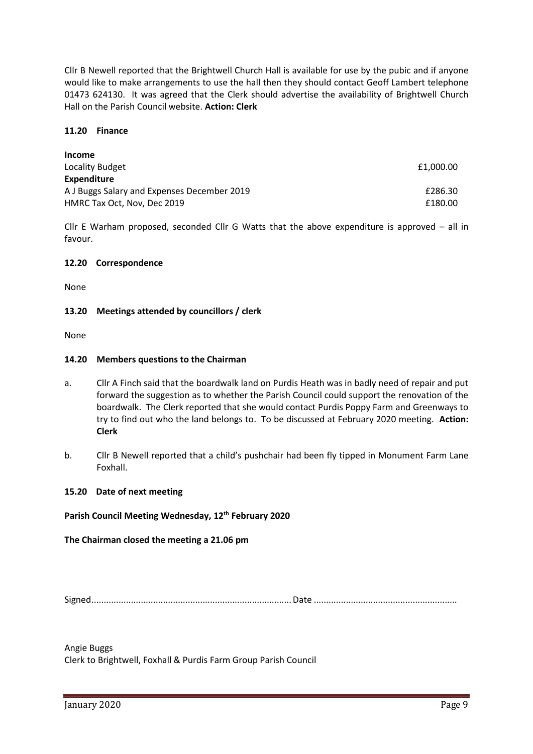Cllr B Newell reported that the Brightwell Church Hall is available for use by the pubic and if anyone would like to make arrangements to use the hall then they should contact Geoff Lambert telephone 01473 624130. It was agreed that the Clerk should advertise the availability of Brightwell Church Hall on the Parish Council website. **Action: Clerk**

### 11.20 Finance

| | |
|---|---|
| **Income** | |
| Locality Budget | £1,000.00 |
| **Expenditure** | |
| A J Buggs Salary and Expenses December 2019 | £286.30 |
| HMRC Tax Oct, Nov, Dec 2019 | £180.00 |

Cllr E Warham proposed, seconded Cllr G Watts that the above expenditure is approved – all in favour.

### 12.20 Correspondence

None

### 13.20 Meetings attended by councillors / clerk

None

### 14.20 Members questions to the Chairman

a. Cllr A Finch said that the boardwalk land on Purdis Heath was in badly need of repair and put forward the suggestion as to whether the Parish Council could support the renovation of the boardwalk. The Clerk reported that she would contact Purdis Poppy Farm and Greenways to try to find out who the land belongs to. To be discussed at February 2020 meeting. **Action: Clerk**

b. Cllr B Newell reported that a child's pushchair had been fly tipped in Monument Farm Lane Foxhall.

### 15.20 Date of next meeting

**Parish Council Meeting Wednesday, 12th February 2020**

**The Chairman closed the meeting a 21.06 pm**

Signed................................................................................ Date .........................................................

Angie Buggs
Clerk to Brightwell, Foxhall & Purdis Farm Group Parish Council